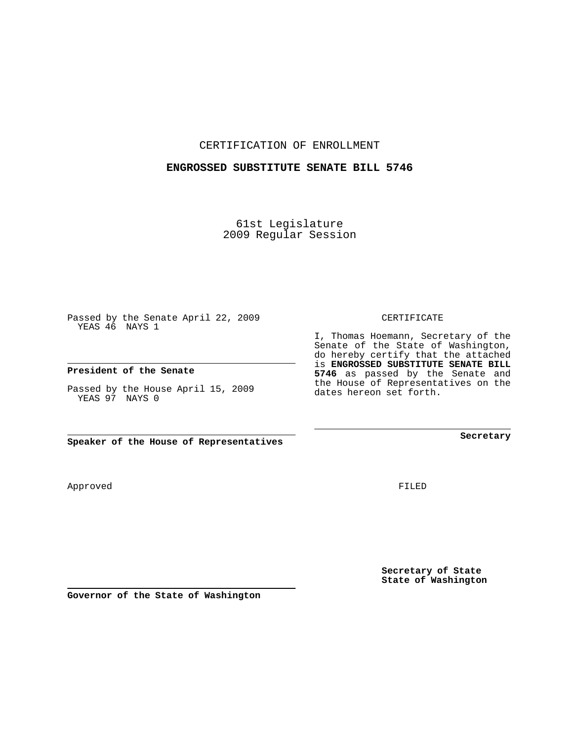CERTIFICATION OF ENROLLMENT

**ENGROSSED SUBSTITUTE SENATE BILL 5746**

61st Legislature
2009 Regular Session

Passed by the Senate April 22, 2009
YEAS 46 NAYS 1

**President of the Senate**

Passed by the House April 15, 2009
YEAS 97 NAYS 0

**Speaker of the House of Representatives**

CERTIFICATE

I, Thomas Hoemann, Secretary of the Senate of the State of Washington, do hereby certify that the attached is **ENGROSSED SUBSTITUTE SENATE BILL 5746** as passed by the Senate and the House of Representatives on the dates hereon set forth.

**Secretary**

Approved

FILED

**Secretary of State**
**State of Washington**

**Governor of the State of Washington**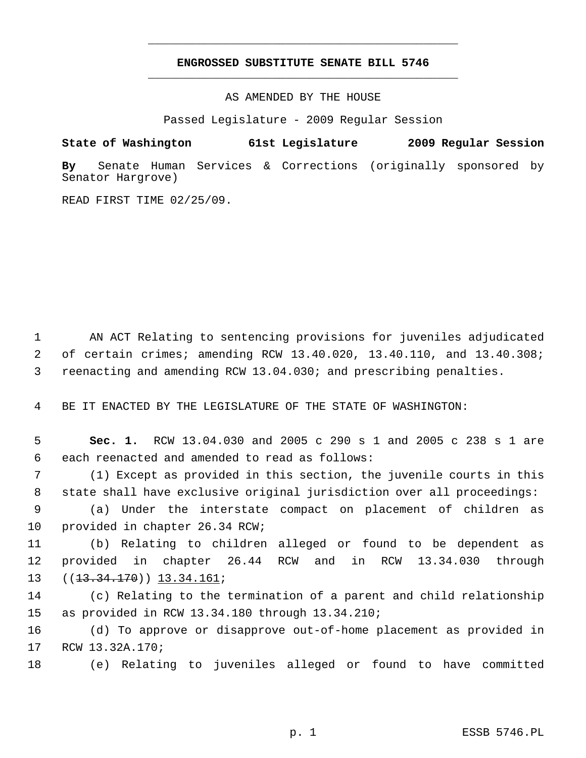# ENGROSSED SUBSTITUTE SENATE BILL 5746

AS AMENDED BY THE HOUSE

Passed Legislature - 2009 Regular Session

**State of Washington 61st Legislature 2009 Regular Session**

**By** Senate Human Services & Corrections (originally sponsored by Senator Hargrove)

READ FIRST TIME 02/25/09.

AN ACT Relating to sentencing provisions for juveniles adjudicated of certain crimes; amending RCW 13.40.020, 13.40.110, and 13.40.308; reenacting and amending RCW 13.04.030; and prescribing penalties.

BE IT ENACTED BY THE LEGISLATURE OF THE STATE OF WASHINGTON:

**Sec. 1.** RCW 13.04.030 and 2005 c 290 s 1 and 2005 c 238 s 1 are each reenacted and amended to read as follows:

(1) Except as provided in this section, the juvenile courts in this state shall have exclusive original jurisdiction over all proceedings:

(a) Under the interstate compact on placement of children as provided in chapter 26.34 RCW;

(b) Relating to children alleged or found to be dependent as provided in chapter 26.44 RCW and in RCW 13.34.030 through ((~~13.34.170~~)) <u>13.34.161</u>;

(c) Relating to the termination of a parent and child relationship as provided in RCW 13.34.180 through 13.34.210;

(d) To approve or disapprove out-of-home placement as provided in RCW 13.32A.170;

(e) Relating to juveniles alleged or found to have committed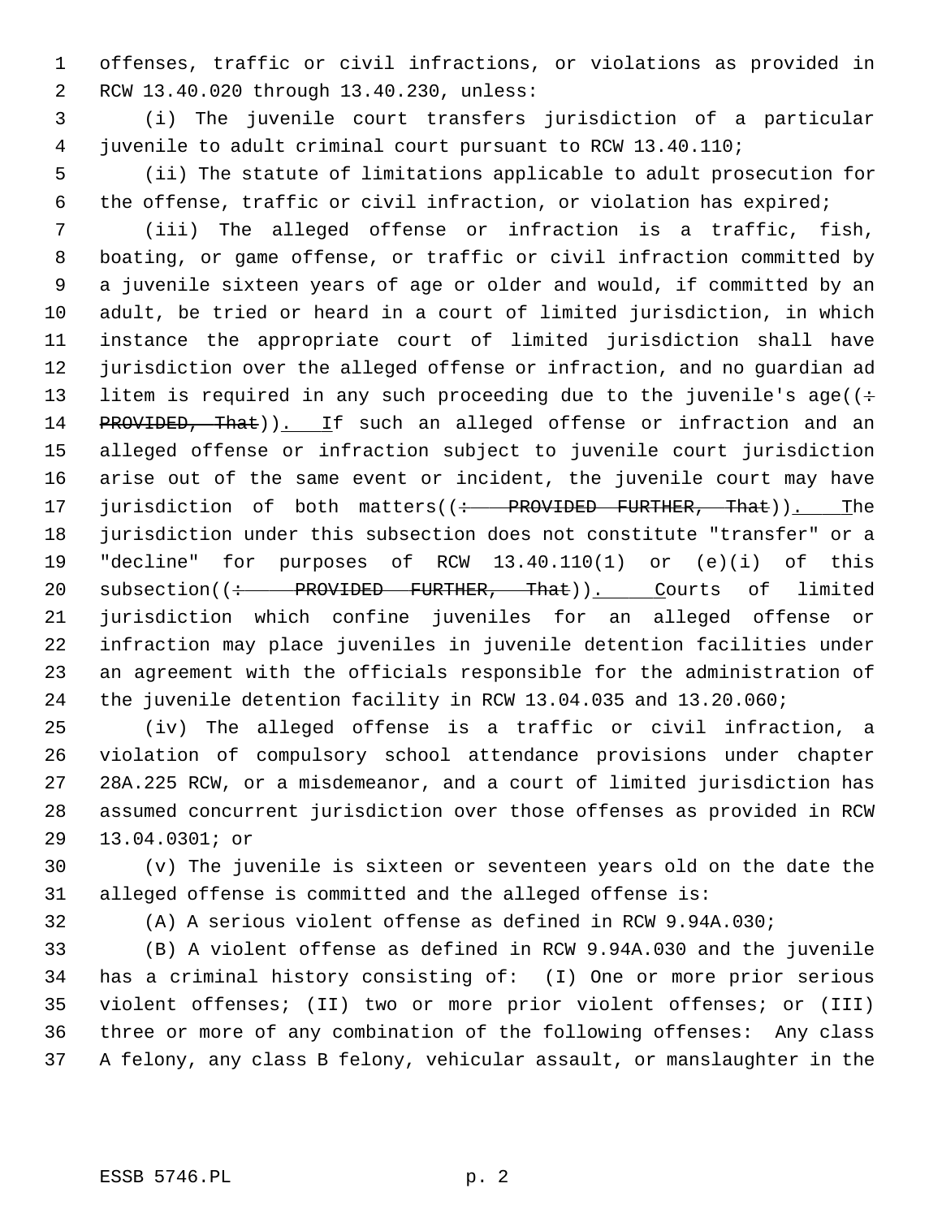offenses, traffic or civil infractions, or violations as provided in RCW 13.40.020 through 13.40.230, unless:

(i) The juvenile court transfers jurisdiction of a particular juvenile to adult criminal court pursuant to RCW 13.40.110;

(ii) The statute of limitations applicable to adult prosecution for the offense, traffic or civil infraction, or violation has expired;

(iii) The alleged offense or infraction is a traffic, fish, boating, or game offense, or traffic or civil infraction committed by a juvenile sixteen years of age or older and would, if committed by an adult, be tried or heard in a court of limited jurisdiction, in which instance the appropriate court of limited jurisdiction shall have jurisdiction over the alleged offense or infraction, and no guardian ad litem is required in any such proceeding due to the juvenile's age((~~: PROVIDED, That~~)). If such an alleged offense or infraction and an alleged offense or infraction subject to juvenile court jurisdiction arise out of the same event or incident, the juvenile court may have jurisdiction of both matters((~~: PROVIDED FURTHER, That~~)). The jurisdiction under this subsection does not constitute "transfer" or a "decline" for purposes of RCW 13.40.110(1) or (e)(i) of this subsection((~~: PROVIDED FURTHER, That~~)). Courts of limited jurisdiction which confine juveniles for an alleged offense or infraction may place juveniles in juvenile detention facilities under an agreement with the officials responsible for the administration of the juvenile detention facility in RCW 13.04.035 and 13.20.060;

(iv) The alleged offense is a traffic or civil infraction, a violation of compulsory school attendance provisions under chapter 28A.225 RCW, or a misdemeanor, and a court of limited jurisdiction has assumed concurrent jurisdiction over those offenses as provided in RCW 13.04.0301; or

(v) The juvenile is sixteen or seventeen years old on the date the alleged offense is committed and the alleged offense is:

(A) A serious violent offense as defined in RCW 9.94A.030;

(B) A violent offense as defined in RCW 9.94A.030 and the juvenile has a criminal history consisting of: (I) One or more prior serious violent offenses; (II) two or more prior violent offenses; or (III) three or more of any combination of the following offenses: Any class A felony, any class B felony, vehicular assault, or manslaughter in the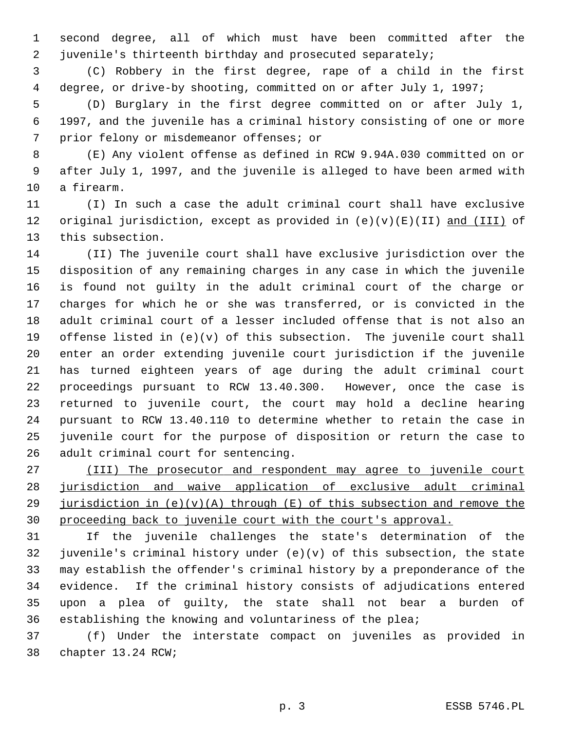second degree, all of which must have been committed after the juvenile's thirteenth birthday and prosecuted separately;

(C) Robbery in the first degree, rape of a child in the first degree, or drive-by shooting, committed on or after July 1, 1997;

(D) Burglary in the first degree committed on or after July 1, 1997, and the juvenile has a criminal history consisting of one or more prior felony or misdemeanor offenses; or

(E) Any violent offense as defined in RCW 9.94A.030 committed on or after July 1, 1997, and the juvenile is alleged to have been armed with a firearm.

(I) In such a case the adult criminal court shall have exclusive original jurisdiction, except as provided in (e)(v)(E)(II) <u>and (III)</u> of this subsection.

(II) The juvenile court shall have exclusive jurisdiction over the disposition of any remaining charges in any case in which the juvenile is found not guilty in the adult criminal court of the charge or charges for which he or she was transferred, or is convicted in the adult criminal court of a lesser included offense that is not also an offense listed in (e)(v) of this subsection. The juvenile court shall enter an order extending juvenile court jurisdiction if the juvenile has turned eighteen years of age during the adult criminal court proceedings pursuant to RCW 13.40.300. However, once the case is returned to juvenile court, the court may hold a decline hearing pursuant to RCW 13.40.110 to determine whether to retain the case in juvenile court for the purpose of disposition or return the case to adult criminal court for sentencing.

<u>(III) The prosecutor and respondent may agree to juvenile court jurisdiction and waive application of exclusive adult criminal jurisdiction in (e)(v)(A) through (E) of this subsection and remove the proceeding back to juvenile court with the court's approval.</u>

If the juvenile challenges the state's determination of the juvenile's criminal history under (e)(v) of this subsection, the state may establish the offender's criminal history by a preponderance of the evidence. If the criminal history consists of adjudications entered upon a plea of guilty, the state shall not bear a burden of establishing the knowing and voluntariness of the plea;

(f) Under the interstate compact on juveniles as provided in chapter 13.24 RCW;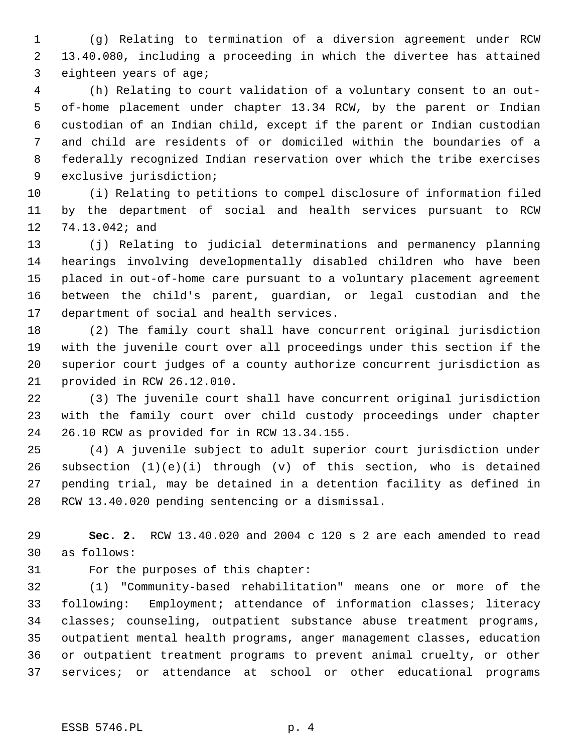(g) Relating to termination of a diversion agreement under RCW 13.40.080, including a proceeding in which the divertee has attained eighteen years of age;

(h) Relating to court validation of a voluntary consent to an out-of-home placement under chapter 13.34 RCW, by the parent or Indian custodian of an Indian child, except if the parent or Indian custodian and child are residents of or domiciled within the boundaries of a federally recognized Indian reservation over which the tribe exercises exclusive jurisdiction;

(i) Relating to petitions to compel disclosure of information filed by the department of social and health services pursuant to RCW 74.13.042; and

(j) Relating to judicial determinations and permanency planning hearings involving developmentally disabled children who have been placed in out-of-home care pursuant to a voluntary placement agreement between the child's parent, guardian, or legal custodian and the department of social and health services.

(2) The family court shall have concurrent original jurisdiction with the juvenile court over all proceedings under this section if the superior court judges of a county authorize concurrent jurisdiction as provided in RCW 26.12.010.

(3) The juvenile court shall have concurrent original jurisdiction with the family court over child custody proceedings under chapter 26.10 RCW as provided for in RCW 13.34.155.

(4) A juvenile subject to adult superior court jurisdiction under subsection (1)(e)(i) through (v) of this section, who is detained pending trial, may be detained in a detention facility as defined in RCW 13.40.020 pending sentencing or a dismissal.

**Sec. 2.** RCW 13.40.020 and 2004 c 120 s 2 are each amended to read as follows:

For the purposes of this chapter:

(1) "Community-based rehabilitation" means one or more of the following: Employment; attendance of information classes; literacy classes; counseling, outpatient substance abuse treatment programs, outpatient mental health programs, anger management classes, education or outpatient treatment programs to prevent animal cruelty, or other services; or attendance at school or other educational programs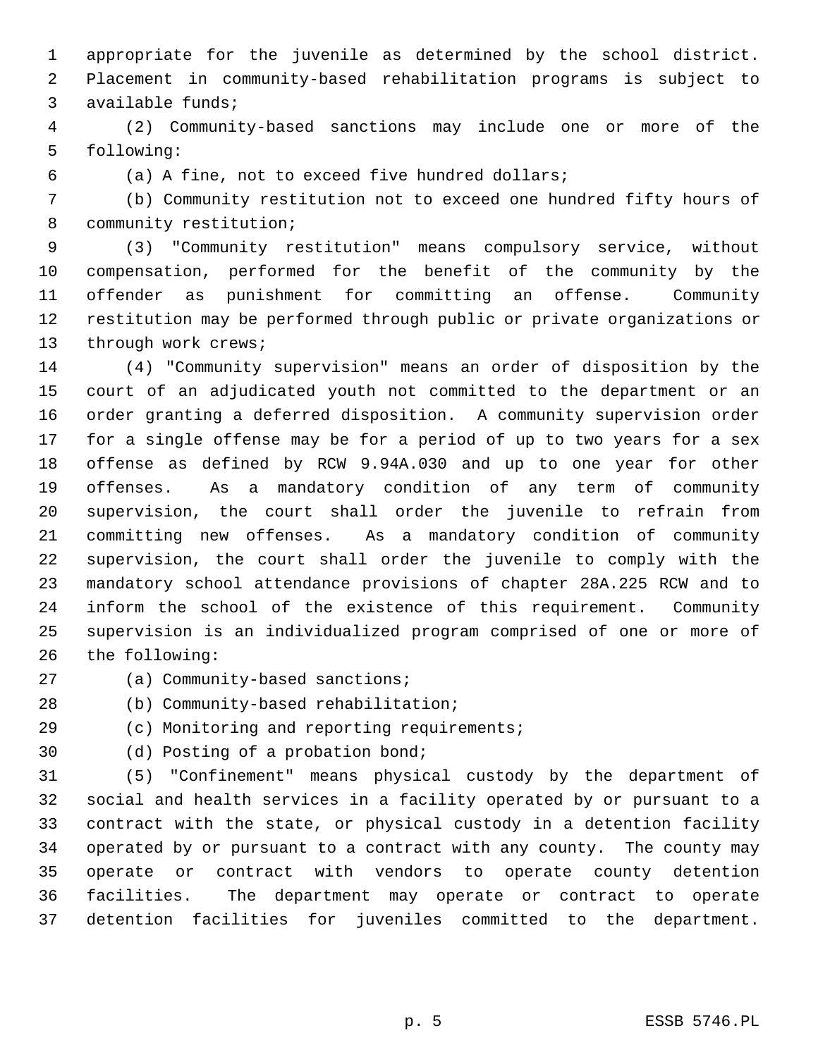appropriate for the juvenile as determined by the school district. Placement in community-based rehabilitation programs is subject to available funds;

(2) Community-based sanctions may include one or more of the following:

(a) A fine, not to exceed five hundred dollars;

(b) Community restitution not to exceed one hundred fifty hours of community restitution;

(3) "Community restitution" means compulsory service, without compensation, performed for the benefit of the community by the offender as punishment for committing an offense. Community restitution may be performed through public or private organizations or through work crews;

(4) "Community supervision" means an order of disposition by the court of an adjudicated youth not committed to the department or an order granting a deferred disposition. A community supervision order for a single offense may be for a period of up to two years for a sex offense as defined by RCW 9.94A.030 and up to one year for other offenses. As a mandatory condition of any term of community supervision, the court shall order the juvenile to refrain from committing new offenses. As a mandatory condition of community supervision, the court shall order the juvenile to comply with the mandatory school attendance provisions of chapter 28A.225 RCW and to inform the school of the existence of this requirement. Community supervision is an individualized program comprised of one or more of the following:

(a) Community-based sanctions;

(b) Community-based rehabilitation;

(c) Monitoring and reporting requirements;

(d) Posting of a probation bond;

(5) "Confinement" means physical custody by the department of social and health services in a facility operated by or pursuant to a contract with the state, or physical custody in a detention facility operated by or pursuant to a contract with any county. The county may operate or contract with vendors to operate county detention facilities. The department may operate or contract to operate detention facilities for juveniles committed to the department.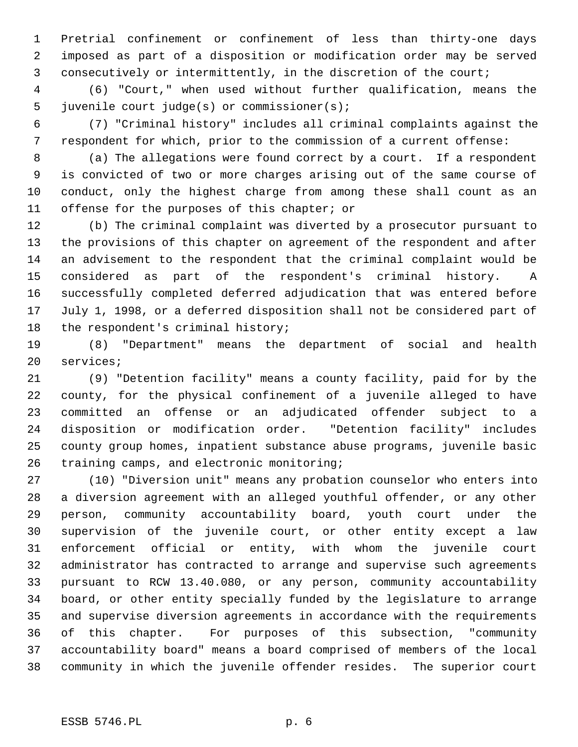Pretrial confinement or confinement of less than thirty-one days imposed as part of a disposition or modification order may be served consecutively or intermittently, in the discretion of the court;

(6) "Court," when used without further qualification, means the juvenile court judge(s) or commissioner(s);

(7) "Criminal history" includes all criminal complaints against the respondent for which, prior to the commission of a current offense:

(a) The allegations were found correct by a court. If a respondent is convicted of two or more charges arising out of the same course of conduct, only the highest charge from among these shall count as an offense for the purposes of this chapter; or

(b) The criminal complaint was diverted by a prosecutor pursuant to the provisions of this chapter on agreement of the respondent and after an advisement to the respondent that the criminal complaint would be considered as part of the respondent's criminal history. A successfully completed deferred adjudication that was entered before July 1, 1998, or a deferred disposition shall not be considered part of the respondent's criminal history;

(8) "Department" means the department of social and health services;

(9) "Detention facility" means a county facility, paid for by the county, for the physical confinement of a juvenile alleged to have committed an offense or an adjudicated offender subject to a disposition or modification order. "Detention facility" includes county group homes, inpatient substance abuse programs, juvenile basic training camps, and electronic monitoring;

(10) "Diversion unit" means any probation counselor who enters into a diversion agreement with an alleged youthful offender, or any other person, community accountability board, youth court under the supervision of the juvenile court, or other entity except a law enforcement official or entity, with whom the juvenile court administrator has contracted to arrange and supervise such agreements pursuant to RCW 13.40.080, or any person, community accountability board, or other entity specially funded by the legislature to arrange and supervise diversion agreements in accordance with the requirements of this chapter. For purposes of this subsection, "community accountability board" means a board comprised of members of the local community in which the juvenile offender resides. The superior court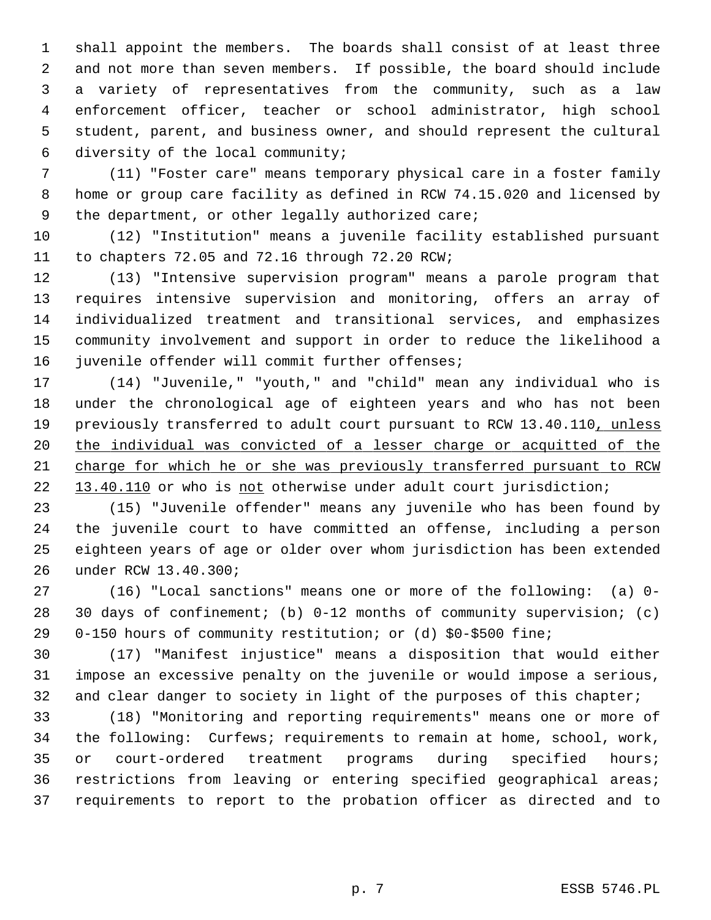shall appoint the members. The boards shall consist of at least three and not more than seven members. If possible, the board should include a variety of representatives from the community, such as a law enforcement officer, teacher or school administrator, high school student, parent, and business owner, and should represent the cultural diversity of the local community;

(11) "Foster care" means temporary physical care in a foster family home or group care facility as defined in RCW 74.15.020 and licensed by the department, or other legally authorized care;

(12) "Institution" means a juvenile facility established pursuant to chapters 72.05 and 72.16 through 72.20 RCW;

(13) "Intensive supervision program" means a parole program that requires intensive supervision and monitoring, offers an array of individualized treatment and transitional services, and emphasizes community involvement and support in order to reduce the likelihood a juvenile offender will commit further offenses;

(14) "Juvenile," "youth," and "child" mean any individual who is under the chronological age of eighteen years and who has not been previously transferred to adult court pursuant to RCW 13.40.110<u>, unless the individual was convicted of a lesser charge or acquitted of the charge for which he or she was previously transferred pursuant to RCW 13.40.110</u> or who is <u>not</u> otherwise under adult court jurisdiction;

(15) "Juvenile offender" means any juvenile who has been found by the juvenile court to have committed an offense, including a person eighteen years of age or older over whom jurisdiction has been extended under RCW 13.40.300;

(16) "Local sanctions" means one or more of the following: (a) 0-30 days of confinement; (b) 0-12 months of community supervision; (c) 0-150 hours of community restitution; or (d) $0-$500 fine;

(17) "Manifest injustice" means a disposition that would either impose an excessive penalty on the juvenile or would impose a serious, and clear danger to society in light of the purposes of this chapter;

(18) "Monitoring and reporting requirements" means one or more of the following: Curfews; requirements to remain at home, school, work, or court-ordered treatment programs during specified hours; restrictions from leaving or entering specified geographical areas; requirements to report to the probation officer as directed and to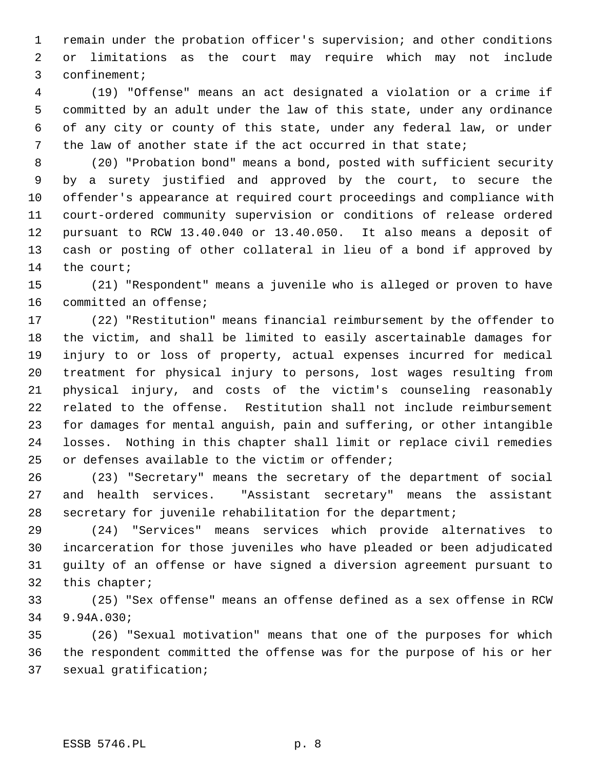remain under the probation officer's supervision; and other conditions or limitations as the court may require which may not include confinement;

(19) "Offense" means an act designated a violation or a crime if committed by an adult under the law of this state, under any ordinance of any city or county of this state, under any federal law, or under the law of another state if the act occurred in that state;

(20) "Probation bond" means a bond, posted with sufficient security by a surety justified and approved by the court, to secure the offender's appearance at required court proceedings and compliance with court-ordered community supervision or conditions of release ordered pursuant to RCW 13.40.040 or 13.40.050. It also means a deposit of cash or posting of other collateral in lieu of a bond if approved by the court;

(21) "Respondent" means a juvenile who is alleged or proven to have committed an offense;

(22) "Restitution" means financial reimbursement by the offender to the victim, and shall be limited to easily ascertainable damages for injury to or loss of property, actual expenses incurred for medical treatment for physical injury to persons, lost wages resulting from physical injury, and costs of the victim's counseling reasonably related to the offense. Restitution shall not include reimbursement for damages for mental anguish, pain and suffering, or other intangible losses. Nothing in this chapter shall limit or replace civil remedies or defenses available to the victim or offender;

(23) "Secretary" means the secretary of the department of social and health services. "Assistant secretary" means the assistant secretary for juvenile rehabilitation for the department;

(24) "Services" means services which provide alternatives to incarceration for those juveniles who have pleaded or been adjudicated guilty of an offense or have signed a diversion agreement pursuant to this chapter;

(25) "Sex offense" means an offense defined as a sex offense in RCW 9.94A.030;

(26) "Sexual motivation" means that one of the purposes for which the respondent committed the offense was for the purpose of his or her sexual gratification;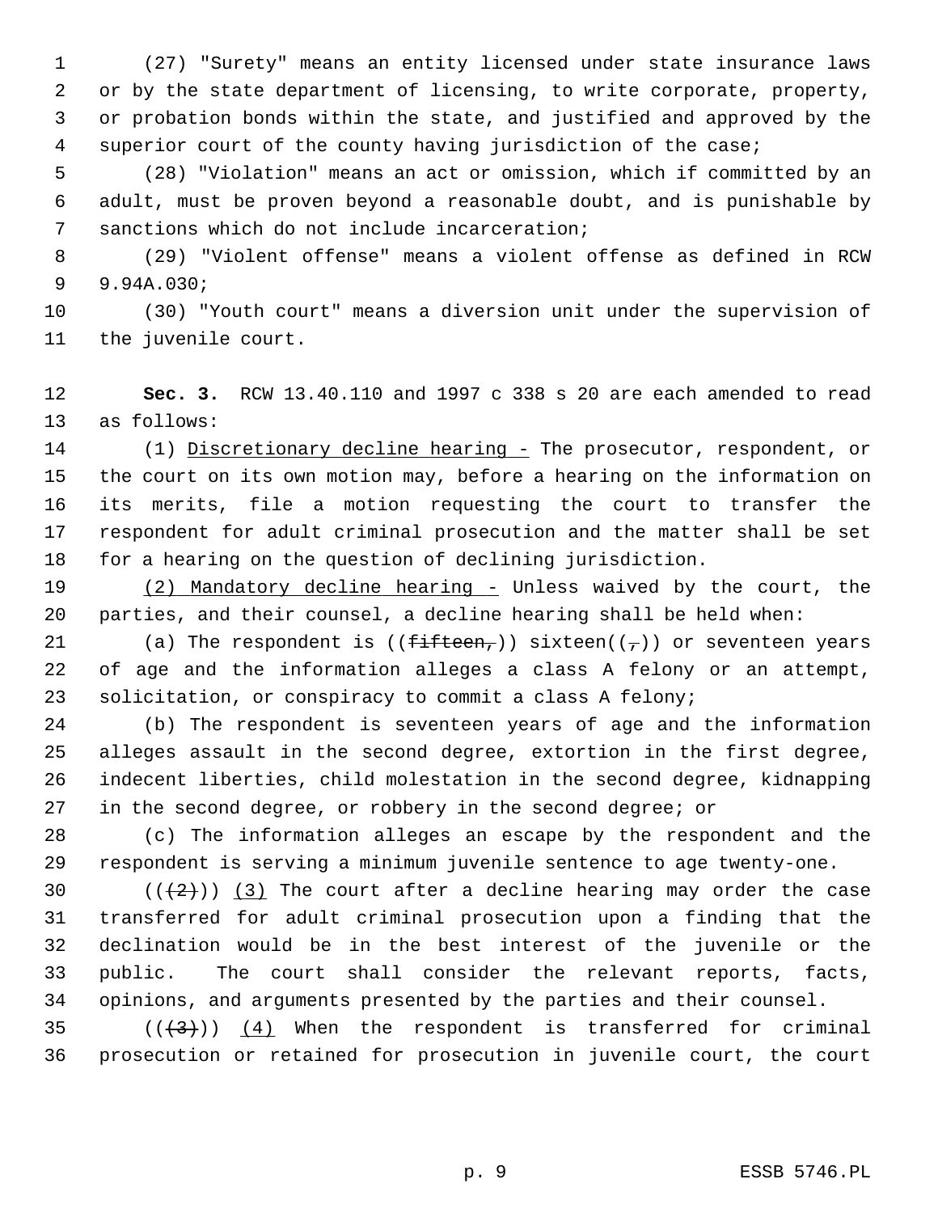(27) "Surety" means an entity licensed under state insurance laws or by the state department of licensing, to write corporate, property, or probation bonds within the state, and justified and approved by the superior court of the county having jurisdiction of the case;

(28) "Violation" means an act or omission, which if committed by an adult, must be proven beyond a reasonable doubt, and is punishable by sanctions which do not include incarceration;

(29) "Violent offense" means a violent offense as defined in RCW 9.94A.030;

(30) "Youth court" means a diversion unit under the supervision of the juvenile court.

**Sec. 3.** RCW 13.40.110 and 1997 c 338 s 20 are each amended to read as follows:

(1) Discretionary decline hearing - The prosecutor, respondent, or the court on its own motion may, before a hearing on the information on its merits, file a motion requesting the court to transfer the respondent for adult criminal prosecution and the matter shall be set for a hearing on the question of declining jurisdiction.

(2) Mandatory decline hearing - Unless waived by the court, the parties, and their counsel, a decline hearing shall be held when:

(a) The respondent is ((~~fifteen,~~)) sixteen((~~,~~)) or seventeen years of age and the information alleges a class A felony or an attempt, solicitation, or conspiracy to commit a class A felony;

(b) The respondent is seventeen years of age and the information alleges assault in the second degree, extortion in the first degree, indecent liberties, child molestation in the second degree, kidnapping in the second degree, or robbery in the second degree; or

(c) The information alleges an escape by the respondent and the respondent is serving a minimum juvenile sentence to age twenty-one.

((~~(2)~~)) (3) The court after a decline hearing may order the case transferred for adult criminal prosecution upon a finding that the declination would be in the best interest of the juvenile or the public. The court shall consider the relevant reports, facts, opinions, and arguments presented by the parties and their counsel.

((~~(3)~~)) (4) When the respondent is transferred for criminal prosecution or retained for prosecution in juvenile court, the court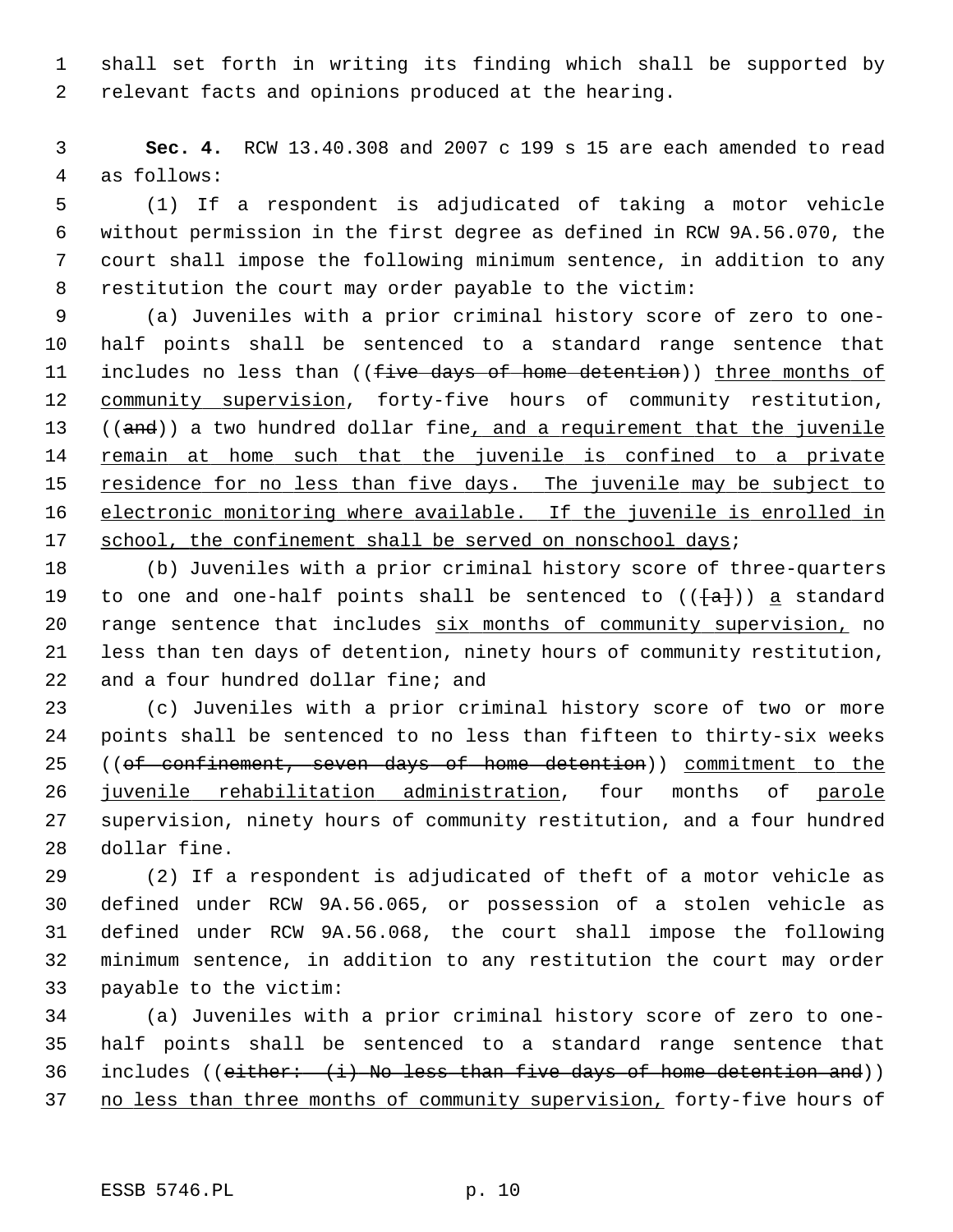shall set forth in writing its finding which shall be supported by relevant facts and opinions produced at the hearing.

**Sec. 4.** RCW 13.40.308 and 2007 c 199 s 15 are each amended to read as follows:

(1) If a respondent is adjudicated of taking a motor vehicle without permission in the first degree as defined in RCW 9A.56.070, the court shall impose the following minimum sentence, in addition to any restitution the court may order payable to the victim:

(a) Juveniles with a prior criminal history score of zero to one-half points shall be sentenced to a standard range sentence that includes no less than ((~~five days of home detention~~)) <u>three months of community supervision</u>, forty-five hours of community restitution, ((~~and~~)) a two hundred dollar fine<u>, and a requirement that the juvenile remain at home such that the juvenile is confined to a private residence for no less than five days. The juvenile may be subject to electronic monitoring where available. If the juvenile is enrolled in school, the confinement shall be served on nonschool days</u>;

(b) Juveniles with a prior criminal history score of three-quarters to one and one-half points shall be sentenced to ((~~[a]~~)) <u>a</u> standard range sentence that includes <u>six months of community supervision,</u> no less than ten days of detention, ninety hours of community restitution, and a four hundred dollar fine; and

(c) Juveniles with a prior criminal history score of two or more points shall be sentenced to no less than fifteen to thirty-six weeks ((~~of confinement, seven days of home detention~~)) <u>commitment to the juvenile rehabilitation administration</u>, four months of <u>parole</u> supervision, ninety hours of community restitution, and a four hundred dollar fine.

(2) If a respondent is adjudicated of theft of a motor vehicle as defined under RCW 9A.56.065, or possession of a stolen vehicle as defined under RCW 9A.56.068, the court shall impose the following minimum sentence, in addition to any restitution the court may order payable to the victim:

(a) Juveniles with a prior criminal history score of zero to one-half points shall be sentenced to a standard range sentence that includes ((~~either: (i) No less than five days of home detention and~~)) <u>no less than three months of community supervision,</u> forty-five hours of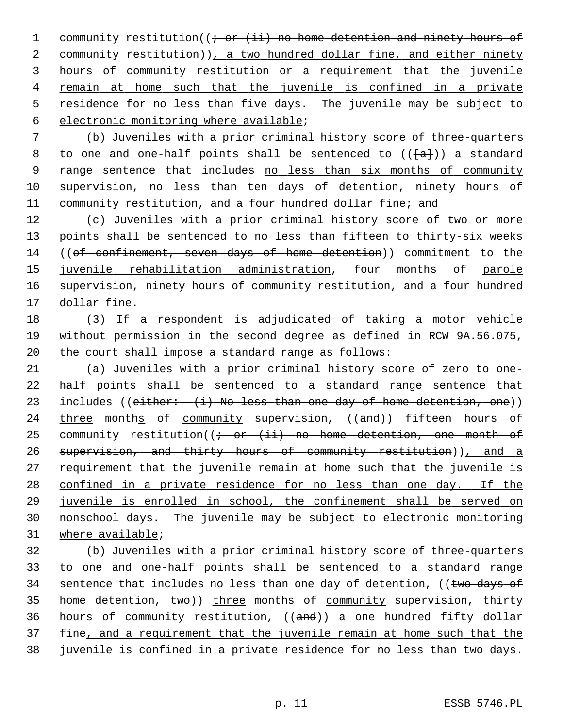community restitution((; or (ii) no home detention and ninety hours of community restitution)), a two hundred dollar fine, and either ninety hours of community restitution or a requirement that the juvenile remain at home such that the juvenile is confined in a private residence for no less than five days. The juvenile may be subject to electronic monitoring where available;

(b) Juveniles with a prior criminal history score of three-quarters to one and one-half points shall be sentenced to (([a])) a standard range sentence that includes no less than six months of community supervision, no less than ten days of detention, ninety hours of community restitution, and a four hundred dollar fine; and

(c) Juveniles with a prior criminal history score of two or more points shall be sentenced to no less than fifteen to thirty-six weeks ((of confinement, seven days of home detention)) commitment to the juvenile rehabilitation administration, four months of parole supervision, ninety hours of community restitution, and a four hundred dollar fine.

(3) If a respondent is adjudicated of taking a motor vehicle without permission in the second degree as defined in RCW 9A.56.075, the court shall impose a standard range as follows:

(a) Juveniles with a prior criminal history score of zero to one-half points shall be sentenced to a standard range sentence that includes ((either: (i) No less than one day of home detention, one)) three months of community supervision, ((and)) fifteen hours of community restitution((; or (ii) no home detention, one month of supervision, and thirty hours of community restitution)), and a requirement that the juvenile remain at home such that the juvenile is confined in a private residence for no less than one day. If the juvenile is enrolled in school, the confinement shall be served on nonschool days. The juvenile may be subject to electronic monitoring where available;

(b) Juveniles with a prior criminal history score of three-quarters to one and one-half points shall be sentenced to a standard range sentence that includes no less than one day of detention, ((two days of home detention, two)) three months of community supervision, thirty hours of community restitution, ((and)) a one hundred fifty dollar fine, and a requirement that the juvenile remain at home such that the juvenile is confined in a private residence for no less than two days.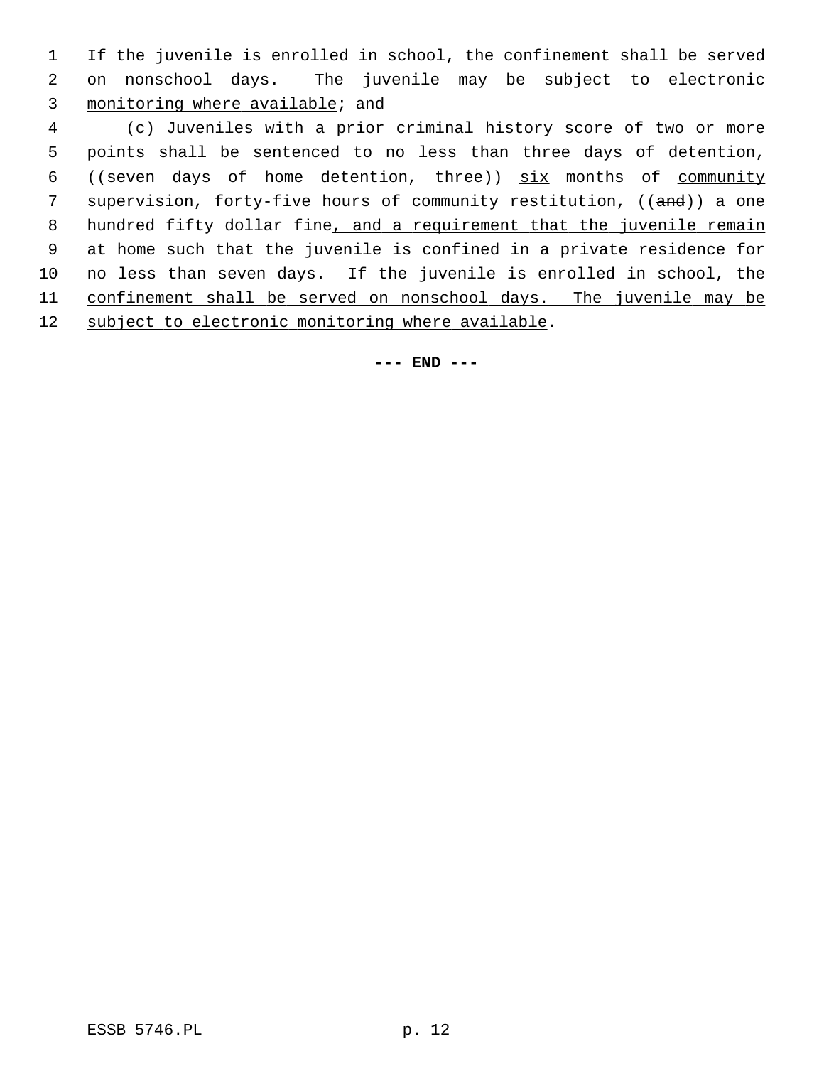If the juvenile is enrolled in school, the confinement shall be served on nonschool days. The juvenile may be subject to electronic monitoring where available; and

(c) Juveniles with a prior criminal history score of two or more points shall be sentenced to no less than three days of detention, ((~~seven days of home detention, three~~)) six months of community supervision, forty-five hours of community restitution, ((~~and~~)) a one hundred fifty dollar fine, and a requirement that the juvenile remain at home such that the juvenile is confined in a private residence for no less than seven days. If the juvenile is enrolled in school, the confinement shall be served on nonschool days. The juvenile may be subject to electronic monitoring where available.

**--- END ---**